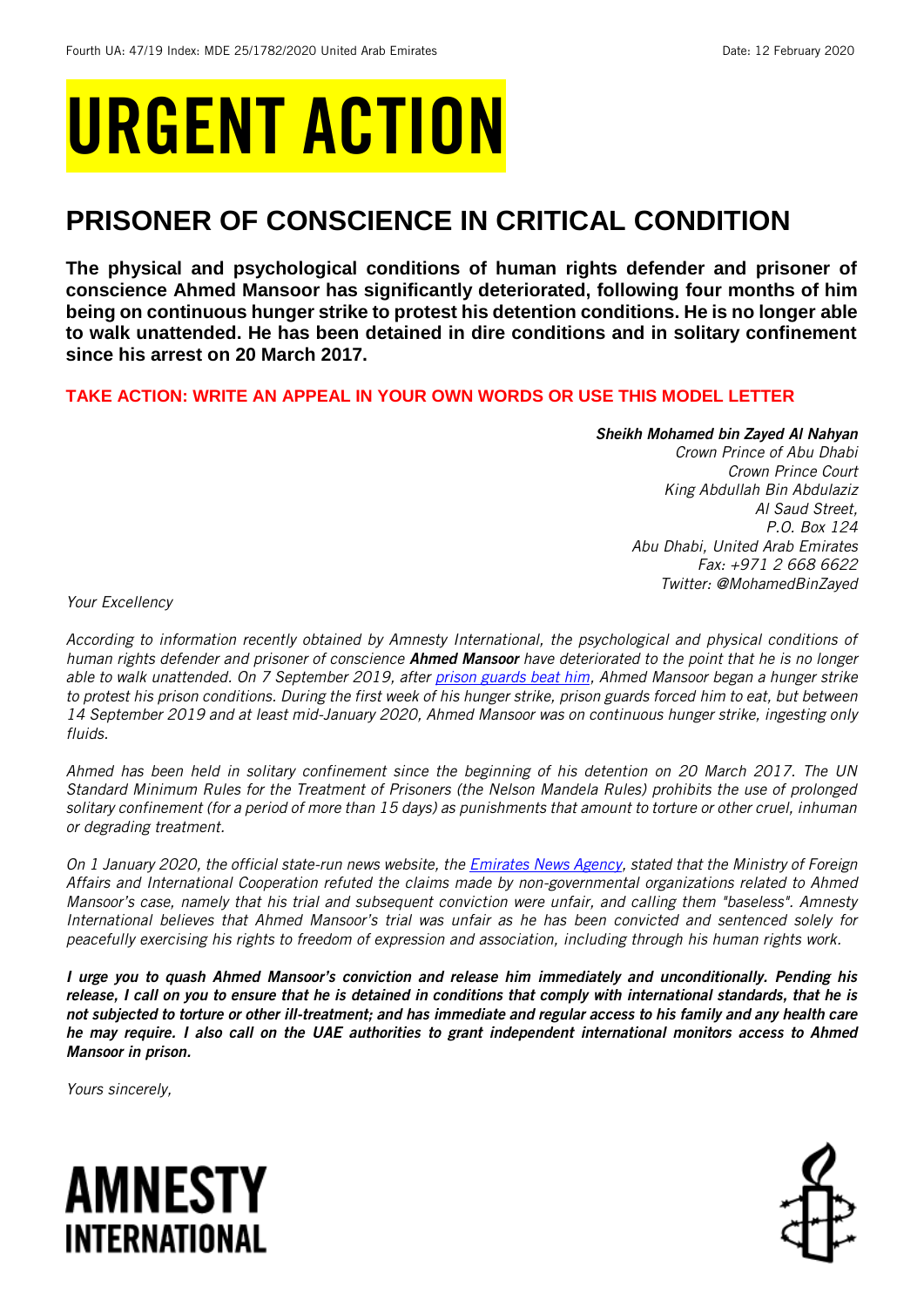Fourth UA: 47/19 Index: MDE 25/1782/2020 United Arab Emirates Date: 12 February 2020

# URGENT ACTION

## PRISONER OF CONSCIENCE IN CRITICAL CONDITION

**The physical and psychological conditions of human rights defender and prisoner of conscience Ahmed Mansoor has significantly deteriorated, following four months of him being on continuous hunger strike to protest his detention conditions. He is no longer able to walk unattended. He has been detained in dire conditions and in solitary confinement since his arrest on 20 March 2017.**

**TAKE ACTION: WRITE AN APPEAL IN YOUR OWN WORDS OR USE THIS MODEL LETTER**

***Sheikh Mohamed bin Zayed Al Nahyan***
*Crown Prince of Abu Dhabi*
*Crown Prince Court*
*King Abdullah Bin Abdulaziz*
*Al Saud Street,*
*P.O. Box 124*
*Abu Dhabi, United Arab Emirates*
*Fax: +971 2 668 6622*
*Twitter: @MohamedBinZayed*

*Your Excellency*

*According to information recently obtained by Amnesty International, the psychological and physical conditions of human rights defender and prisoner of conscience **Ahmed Mansoor** have deteriorated to the point that he is no longer able to walk unattended. On 7 September 2019, after prison guards beat him, Ahmed Mansoor began a hunger strike to protest his prison conditions. During the first week of his hunger strike, prison guards forced him to eat, but between 14 September 2019 and at least mid-January 2020, Ahmed Mansoor was on continuous hunger strike, ingesting only fluids.*

*Ahmed has been held in solitary confinement since the beginning of his detention on 20 March 2017. The UN Standard Minimum Rules for the Treatment of Prisoners (the Nelson Mandela Rules) prohibits the use of prolonged solitary confinement (for a period of more than 15 days) as punishments that amount to torture or other cruel, inhuman or degrading treatment.*

*On 1 January 2020, the official state-run news website, the Emirates News Agency, stated that the Ministry of Foreign Affairs and International Cooperation refuted the claims made by non-governmental organizations related to Ahmed Mansoor's case, namely that his trial and subsequent conviction were unfair, and calling them "baseless". Amnesty International believes that Ahmed Mansoor's trial was unfair as he has been convicted and sentenced solely for peacefully exercising his rights to freedom of expression and association, including through his human rights work.*

***I urge you to quash Ahmed Mansoor's conviction and release him immediately and unconditionally. Pending his release, I call on you to ensure that he is detained in conditions that comply with international standards, that he is not subjected to torture or other ill-treatment; and has immediate and regular access to his family and any health care he may require. I also call on the UAE authorities to grant independent international monitors access to Ahmed Mansoor in prison.***

*Yours sincerely,*

AMNESTY INTERNATIONAL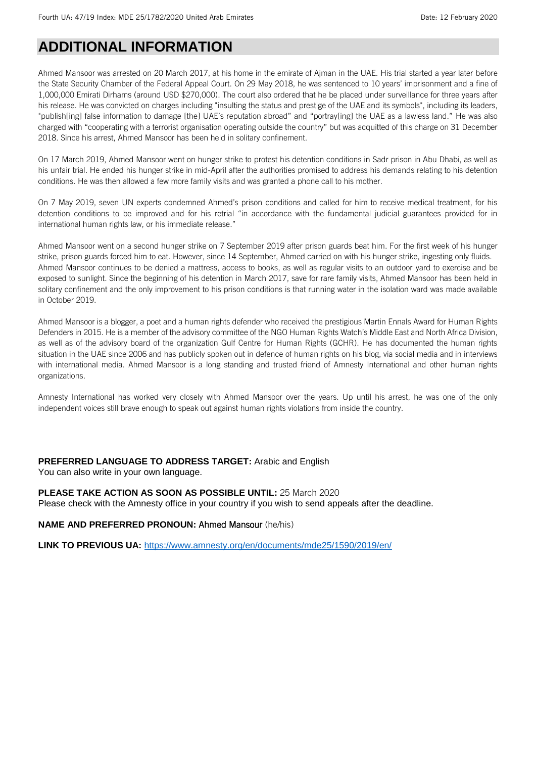# ADDITIONAL INFORMATION

Ahmed Mansoor was arrested on 20 March 2017, at his home in the emirate of Ajman in the UAE. His trial started a year later before the State Security Chamber of the Federal Appeal Court. On 29 May 2018, he was sentenced to 10 years' imprisonment and a fine of 1,000,000 Emirati Dirhams (around USD $270,000). The court also ordered that he be placed under surveillance for three years after his release. He was convicted on charges including "insulting the status and prestige of the UAE and its symbols", including its leaders, "publish[ing] false information to damage [the] UAE's reputation abroad" and "portray[ing] the UAE as a lawless land." He was also charged with "cooperating with a terrorist organisation operating outside the country" but was acquitted of this charge on 31 December 2018. Since his arrest, Ahmed Mansoor has been held in solitary confinement.

On 17 March 2019, Ahmed Mansoor went on hunger strike to protest his detention conditions in Sadr prison in Abu Dhabi, as well as his unfair trial. He ended his hunger strike in mid-April after the authorities promised to address his demands relating to his detention conditions. He was then allowed a few more family visits and was granted a phone call to his mother.

On 7 May 2019, seven UN experts condemned Ahmed's prison conditions and called for him to receive medical treatment, for his detention conditions to be improved and for his retrial "in accordance with the fundamental judicial guarantees provided for in international human rights law, or his immediate release."

Ahmed Mansoor went on a second hunger strike on 7 September 2019 after prison guards beat him. For the first week of his hunger strike, prison guards forced him to eat. However, since 14 September, Ahmed carried on with his hunger strike, ingesting only fluids. Ahmed Mansoor continues to be denied a mattress, access to books, as well as regular visits to an outdoor yard to exercise and be exposed to sunlight. Since the beginning of his detention in March 2017, save for rare family visits, Ahmed Mansoor has been held in solitary confinement and the only improvement to his prison conditions is that running water in the isolation ward was made available in October 2019.

Ahmed Mansoor is a blogger, a poet and a human rights defender who received the prestigious Martin Ennals Award for Human Rights Defenders in 2015. He is a member of the advisory committee of the NGO Human Rights Watch's Middle East and North Africa Division, as well as of the advisory board of the organization Gulf Centre for Human Rights (GCHR). He has documented the human rights situation in the UAE since 2006 and has publicly spoken out in defence of human rights on his blog, via social media and in interviews with international media. Ahmed Mansoor is a long standing and trusted friend of Amnesty International and other human rights organizations.

Amnesty International has worked very closely with Ahmed Mansoor over the years. Up until his arrest, he was one of the only independent voices still brave enough to speak out against human rights violations from inside the country.

**PREFERRED LANGUAGE TO ADDRESS TARGET:** Arabic and English
You can also write in your own language.

**PLEASE TAKE ACTION AS SOON AS POSSIBLE UNTIL:** 25 March 2020
Please check with the Amnesty office in your country if you wish to send appeals after the deadline.

**NAME AND PREFERRED PRONOUN:** Ahmed Mansour (he/his)

**LINK TO PREVIOUS UA:** https://www.amnesty.org/en/documents/mde25/1590/2019/en/